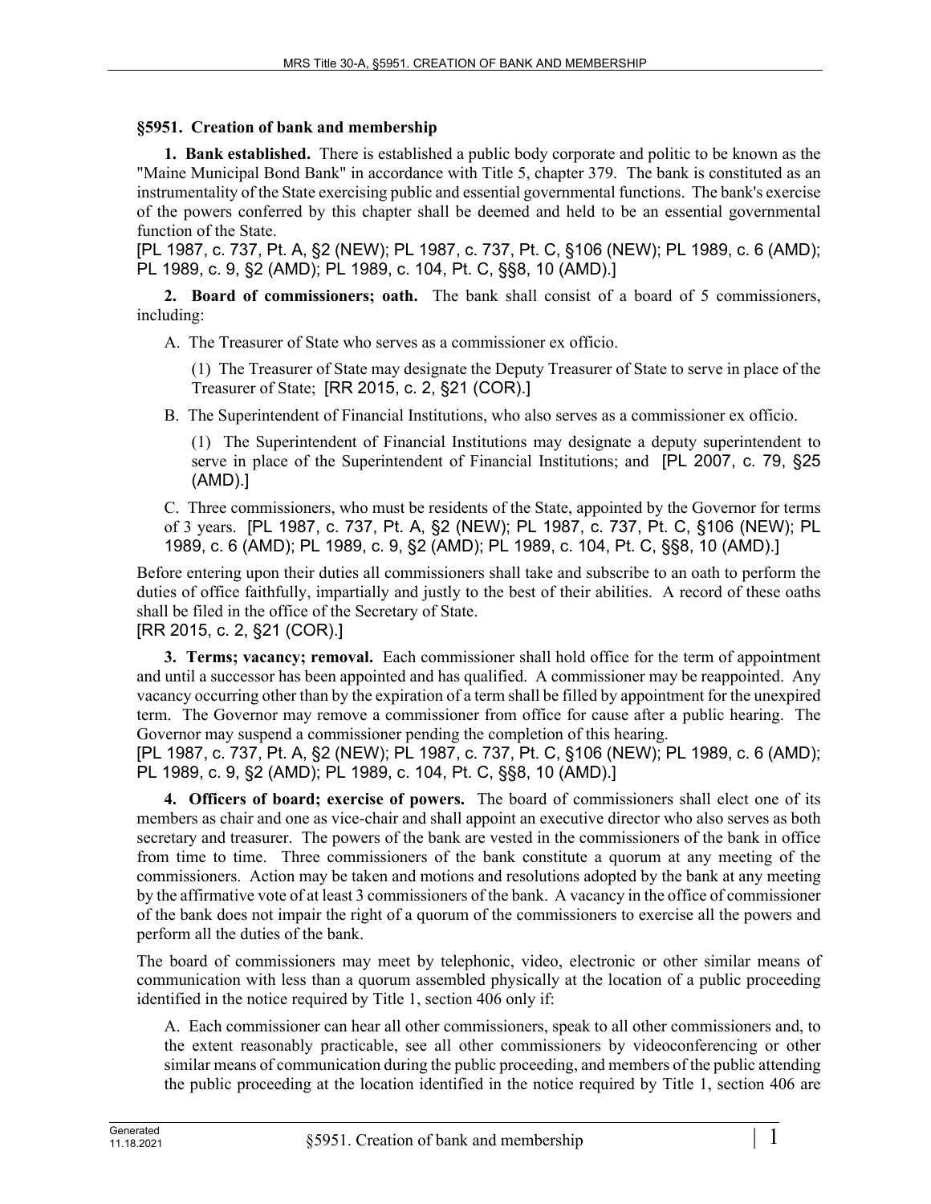## §5951. Creation of bank and membership

**1. Bank established.** There is established a public body corporate and politic to be known as the "Maine Municipal Bond Bank" in accordance with Title 5, chapter 379. The bank is constituted as an instrumentality of the State exercising public and essential governmental functions. The bank's exercise of the powers conferred by this chapter shall be deemed and held to be an essential governmental function of the State.

[PL 1987, c. 737, Pt. A, §2 (NEW); PL 1987, c. 737, Pt. C, §106 (NEW); PL 1989, c. 6 (AMD); PL 1989, c. 9, §2 (AMD); PL 1989, c. 104, Pt. C, §§8, 10 (AMD).]

**2. Board of commissioners; oath.** The bank shall consist of a board of 5 commissioners, including:

A. The Treasurer of State who serves as a commissioner ex officio.

(1) The Treasurer of State may designate the Deputy Treasurer of State to serve in place of the Treasurer of State; [RR 2015, c. 2, §21 (COR).]

B. The Superintendent of Financial Institutions, who also serves as a commissioner ex officio.

(1) The Superintendent of Financial Institutions may designate a deputy superintendent to serve in place of the Superintendent of Financial Institutions; and [PL 2007, c. 79, §25 (AMD).]

C. Three commissioners, who must be residents of the State, appointed by the Governor for terms of 3 years. [PL 1987, c. 737, Pt. A, §2 (NEW); PL 1987, c. 737, Pt. C, §106 (NEW); PL 1989, c. 6 (AMD); PL 1989, c. 9, §2 (AMD); PL 1989, c. 104, Pt. C, §§8, 10 (AMD).]

Before entering upon their duties all commissioners shall take and subscribe to an oath to perform the duties of office faithfully, impartially and justly to the best of their abilities. A record of these oaths shall be filed in the office of the Secretary of State.

[RR 2015, c. 2, §21 (COR).]

**3. Terms; vacancy; removal.** Each commissioner shall hold office for the term of appointment and until a successor has been appointed and has qualified. A commissioner may be reappointed. Any vacancy occurring other than by the expiration of a term shall be filled by appointment for the unexpired term. The Governor may remove a commissioner from office for cause after a public hearing. The Governor may suspend a commissioner pending the completion of this hearing.

[PL 1987, c. 737, Pt. A, §2 (NEW); PL 1987, c. 737, Pt. C, §106 (NEW); PL 1989, c. 6 (AMD); PL 1989, c. 9, §2 (AMD); PL 1989, c. 104, Pt. C, §§8, 10 (AMD).]

**4. Officers of board; exercise of powers.** The board of commissioners shall elect one of its members as chair and one as vice-chair and shall appoint an executive director who also serves as both secretary and treasurer. The powers of the bank are vested in the commissioners of the bank in office from time to time. Three commissioners of the bank constitute a quorum at any meeting of the commissioners. Action may be taken and motions and resolutions adopted by the bank at any meeting by the affirmative vote of at least 3 commissioners of the bank. A vacancy in the office of commissioner of the bank does not impair the right of a quorum of the commissioners to exercise all the powers and perform all the duties of the bank.

The board of commissioners may meet by telephonic, video, electronic or other similar means of communication with less than a quorum assembled physically at the location of a public proceeding identified in the notice required by Title 1, section 406 only if:

A. Each commissioner can hear all other commissioners, speak to all other commissioners and, to the extent reasonably practicable, see all other commissioners by videoconferencing or other similar means of communication during the public proceeding, and members of the public attending the public proceeding at the location identified in the notice required by Title 1, section 406 are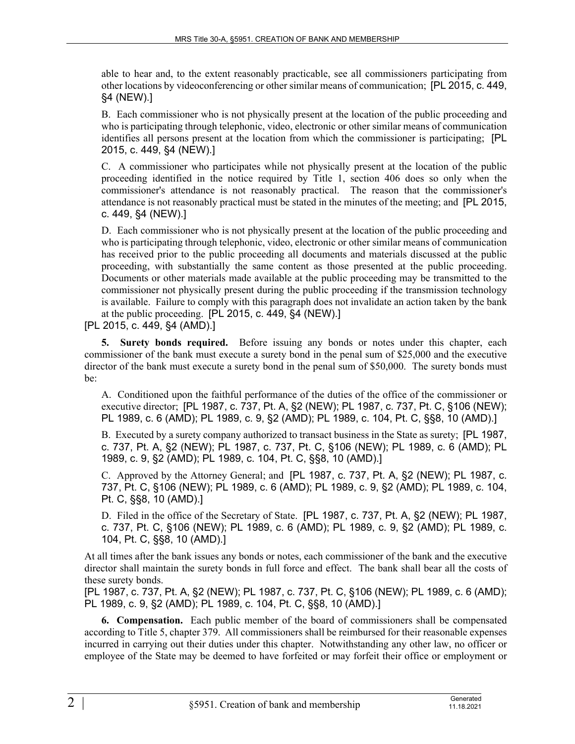able to hear and, to the extent reasonably practicable, see all commissioners participating from other locations by videoconferencing or other similar means of communication; [PL 2015, c. 449, §4 (NEW).]

B. Each commissioner who is not physically present at the location of the public proceeding and who is participating through telephonic, video, electronic or other similar means of communication identifies all persons present at the location from which the commissioner is participating; [PL 2015, c. 449, §4 (NEW).]

C. A commissioner who participates while not physically present at the location of the public proceeding identified in the notice required by Title 1, section 406 does so only when the commissioner's attendance is not reasonably practical. The reason that the commissioner's attendance is not reasonably practical must be stated in the minutes of the meeting; and [PL 2015, c. 449, §4 (NEW).]

D. Each commissioner who is not physically present at the location of the public proceeding and who is participating through telephonic, video, electronic or other similar means of communication has received prior to the public proceeding all documents and materials discussed at the public proceeding, with substantially the same content as those presented at the public proceeding. Documents or other materials made available at the public proceeding may be transmitted to the commissioner not physically present during the public proceeding if the transmission technology is available. Failure to comply with this paragraph does not invalidate an action taken by the bank at the public proceeding. [PL 2015, c. 449, §4 (NEW).]

[PL 2015, c. 449, §4 (AMD).]

**5. Surety bonds required.** Before issuing any bonds or notes under this chapter, each commissioner of the bank must execute a surety bond in the penal sum of $25,000 and the executive director of the bank must execute a surety bond in the penal sum of $50,000. The surety bonds must be:

A. Conditioned upon the faithful performance of the duties of the office of the commissioner or executive director; [PL 1987, c. 737, Pt. A, §2 (NEW); PL 1987, c. 737, Pt. C, §106 (NEW); PL 1989, c. 6 (AMD); PL 1989, c. 9, §2 (AMD); PL 1989, c. 104, Pt. C, §§8, 10 (AMD).]

B. Executed by a surety company authorized to transact business in the State as surety; [PL 1987, c. 737, Pt. A, §2 (NEW); PL 1987, c. 737, Pt. C, §106 (NEW); PL 1989, c. 6 (AMD); PL 1989, c. 9, §2 (AMD); PL 1989, c. 104, Pt. C, §§8, 10 (AMD).]

C. Approved by the Attorney General; and [PL 1987, c. 737, Pt. A, §2 (NEW); PL 1987, c. 737, Pt. C, §106 (NEW); PL 1989, c. 6 (AMD); PL 1989, c. 9, §2 (AMD); PL 1989, c. 104, Pt. C, §§8, 10 (AMD).]

D. Filed in the office of the Secretary of State. [PL 1987, c. 737, Pt. A, §2 (NEW); PL 1987, c. 737, Pt. C, §106 (NEW); PL 1989, c. 6 (AMD); PL 1989, c. 9, §2 (AMD); PL 1989, c. 104, Pt. C, §§8, 10 (AMD).]

At all times after the bank issues any bonds or notes, each commissioner of the bank and the executive director shall maintain the surety bonds in full force and effect. The bank shall bear all the costs of these surety bonds.

[PL 1987, c. 737, Pt. A, §2 (NEW); PL 1987, c. 737, Pt. C, §106 (NEW); PL 1989, c. 6 (AMD); PL 1989, c. 9, §2 (AMD); PL 1989, c. 104, Pt. C, §§8, 10 (AMD).]

**6. Compensation.** Each public member of the board of commissioners shall be compensated according to Title 5, chapter 379. All commissioners shall be reimbursed for their reasonable expenses incurred in carrying out their duties under this chapter. Notwithstanding any other law, no officer or employee of the State may be deemed to have forfeited or may forfeit their office or employment or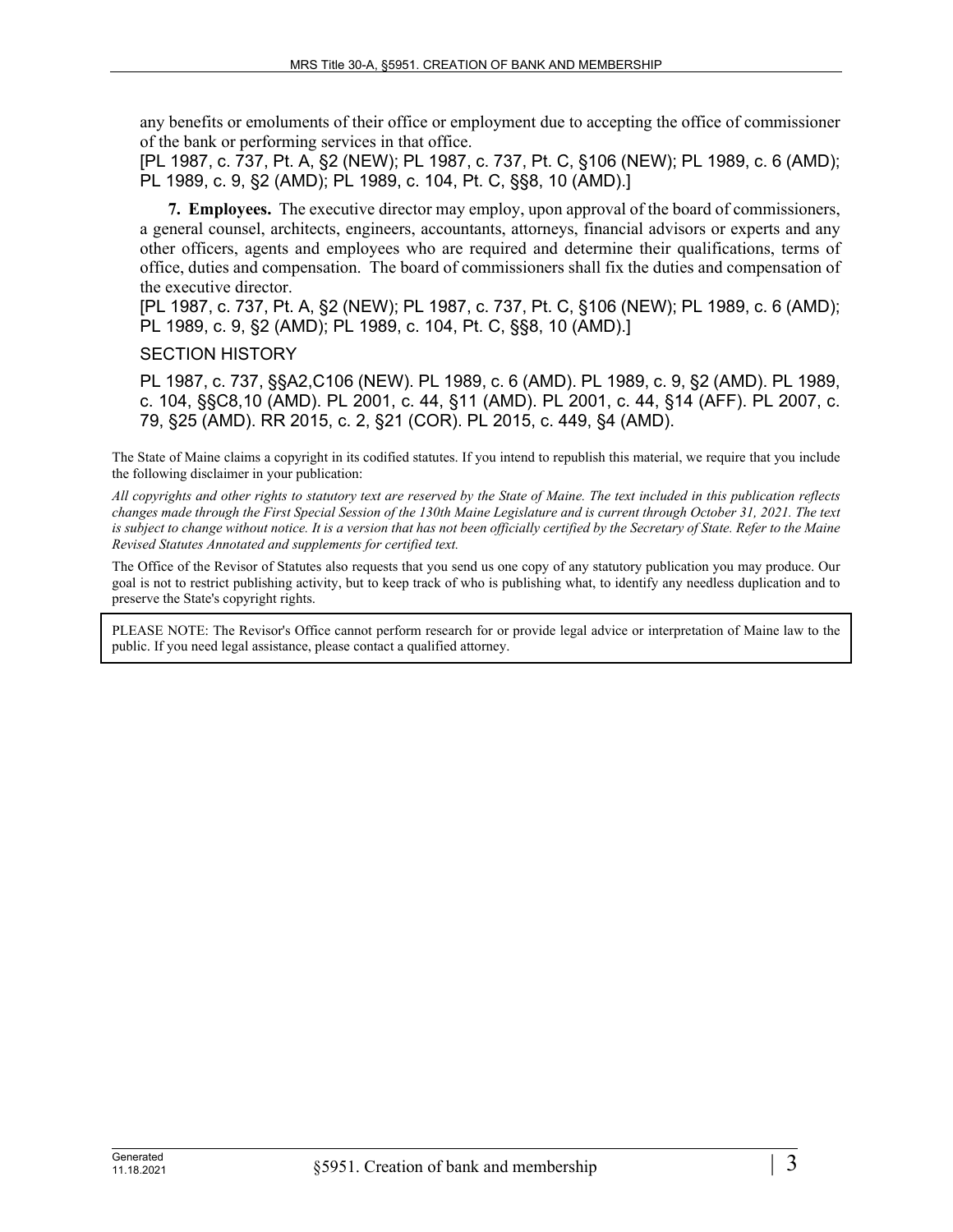any benefits or emoluments of their office or employment due to accepting the office of commissioner of the bank or performing services in that office.

[PL 1987, c. 737, Pt. A, §2 (NEW); PL 1987, c. 737, Pt. C, §106 (NEW); PL 1989, c. 6 (AMD); PL 1989, c. 9, §2 (AMD); PL 1989, c. 104, Pt. C, §§8, 10 (AMD).]

**7. Employees.** The executive director may employ, upon approval of the board of commissioners, a general counsel, architects, engineers, accountants, attorneys, financial advisors or experts and any other officers, agents and employees who are required and determine their qualifications, terms of office, duties and compensation. The board of commissioners shall fix the duties and compensation of the executive director.

[PL 1987, c. 737, Pt. A, §2 (NEW); PL 1987, c. 737, Pt. C, §106 (NEW); PL 1989, c. 6 (AMD); PL 1989, c. 9, §2 (AMD); PL 1989, c. 104, Pt. C, §§8, 10 (AMD).]

SECTION HISTORY

PL 1987, c. 737, §§A2,C106 (NEW). PL 1989, c. 6 (AMD). PL 1989, c. 9, §2 (AMD). PL 1989, c. 104, §§C8,10 (AMD). PL 2001, c. 44, §11 (AMD). PL 2001, c. 44, §14 (AFF). PL 2007, c. 79, §25 (AMD). RR 2015, c. 2, §21 (COR). PL 2015, c. 449, §4 (AMD).

The State of Maine claims a copyright in its codified statutes. If you intend to republish this material, we require that you include the following disclaimer in your publication:

*All copyrights and other rights to statutory text are reserved by the State of Maine. The text included in this publication reflects changes made through the First Special Session of the 130th Maine Legislature and is current through October 31, 2021. The text is subject to change without notice. It is a version that has not been officially certified by the Secretary of State. Refer to the Maine Revised Statutes Annotated and supplements for certified text.*

The Office of the Revisor of Statutes also requests that you send us one copy of any statutory publication you may produce. Our goal is not to restrict publishing activity, but to keep track of who is publishing what, to identify any needless duplication and to preserve the State's copyright rights.

PLEASE NOTE: The Revisor's Office cannot perform research for or provide legal advice or interpretation of Maine law to the public. If you need legal assistance, please contact a qualified attorney.